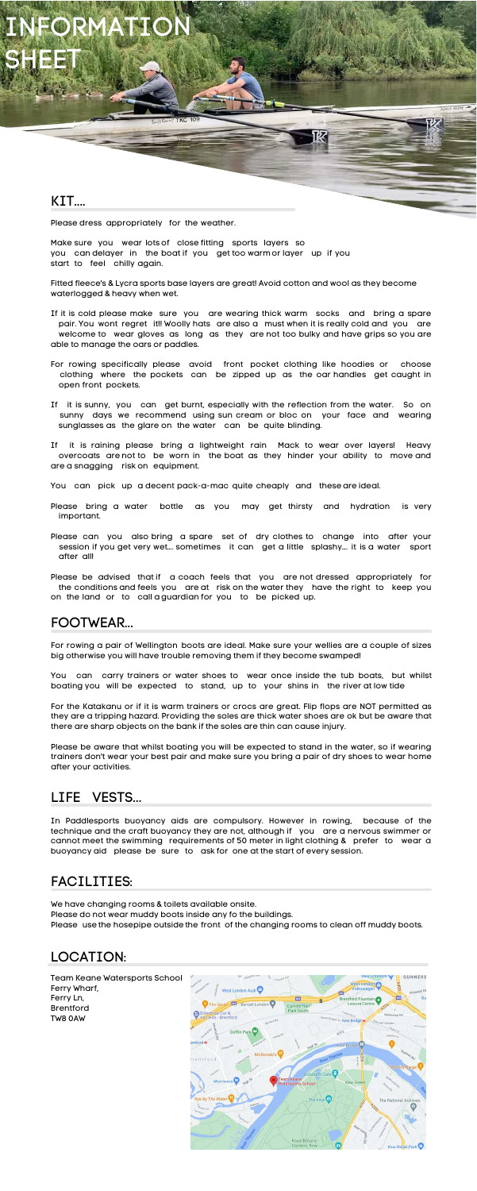# INFORMATION SHEET

## KIT....

Please dress appropriately for the weather.

Make sure you wear lots of close fitting sports layers so you can delayer in the boat if you get too warm or layer up if you start to feel chilly again.

Fitted fleece's & Lycra sports base layers are great! Avoid cotton and wool as they become waterlogged & heavy when wet.

If it is cold please make sure you are wearing thick warm socks and bring a spare pair. You wont regret it!! Woolly hats are also a must when it is really cold and you are welcome to wear gloves as long as they are not too bulky and have grips so you are able to manage the oars or paddles.

For rowing specifically please avoid front pocket clothing like hoodies or choose clothing where the pockets can be zipped up as the oar handles get caught in open front pockets.

If it is sunny, you can get burnt, especially with the reflection from the water. So on sunny days we recommend using sun cream or bloc on your face and wearing sunglasses as the glare on the water can be quite blinding.

If it is raining please bring a lightweight rain Mack to wear over layers! Heavy overcoats are not to be worn in the boat as they hinder your ability to move and are a snagging risk on equipment.

You can pick up a decent pack-a-mac quite cheaply and these are ideal.

Please bring a water bottle as you may get thirsty and hydration is very important.

Please can you also bring a spare set of dry clothes to change into after your session if you get very wet.... sometimes it can get a little splashy.... it is a water sport after all!

Please be advised that if a coach feels that you are not dressed appropriately for the conditions and feels you are at risk on the water they have the right to keep you on the land or to call a guardian for you to be picked up.

## FOOTWEAR...

For rowing a pair of Wellington boots are ideal. Make sure your wellies are a couple of sizes big otherwise you will have trouble removing them if they become swamped!

You can carry trainers or water shoes to wear once inside the tub boats, but whilst boating you will be expected to stand, up to your shins in the river at low tide

For the Katakanu or if it is warm trainers or crocs are great. Flip flops are NOT permitted as they are a tripping hazard. Providing the soles are thick water shoes are ok but be aware that there are sharp objects on the bank if the soles are thin can cause injury.

Please be aware that whilst boating you will be expected to stand in the water, so if wearing trainers don't wear your best pair and make sure you bring a pair of dry shoes to wear home after your activities.

## LIFE VESTS...

In Paddlesports buoyancy aids are compulsory. However in rowing, because of the technique and the craft buoyancy they are not, although if you are a nervous swimmer or cannot meet the swimming requirements of 50 meter in light clothing & prefer to wear a buoyancy aid please be sure to ask for one at the start of every session.

## FACILITIES:

We have changing rooms & toilets available onsite.
Please do not wear muddy boots inside any fo the buildings.
Please use the hosepipe outside the front of the changing rooms to clean off muddy boots.

## LOCATION:

Team Keane Watersports School
Ferry Wharf,
Ferry Ln,
Brentford
TW8 0AW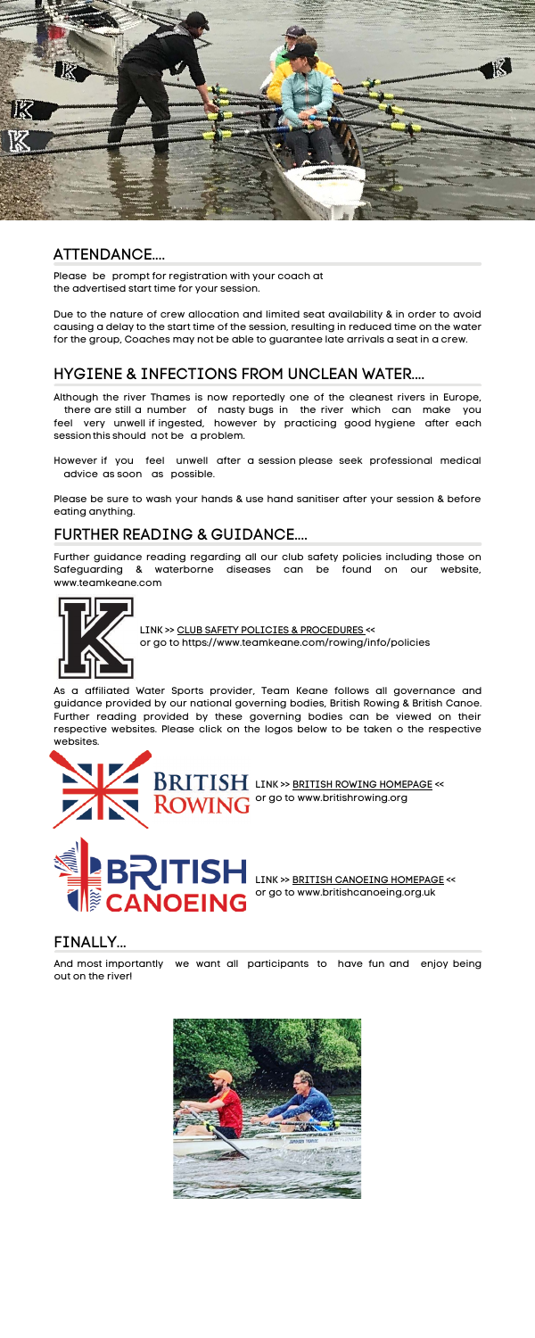## ATTENDANCE....

Please be prompt for registration with your coach at the advertised start time for your session.

Due to the nature of crew allocation and limited seat availability & in order to avoid causing a delay to the start time of the session, resulting in reduced time on the water for the group, Coaches may not be able to guarantee late arrivals a seat in a crew.

## HYGIENE & INFECTIONS FROM UNCLEAN WATER....

Although the river Thames is now reportedly one of the cleanest rivers in Europe, there are still a number of nasty bugs in the river which can make you feel very unwell if ingested, however by practicing good hygiene after each session this should not be a problem.

However if you feel unwell after a session please seek professional medical advice as soon as possible.

Please be sure to wash your hands & use hand sanitiser after your session & before eating anything.

## FURTHER READING & GUIDANCE....

Further guidance reading regarding all our club safety policies including those on Safeguarding & waterborne diseases can be found on our website, www.teamkeane.com

LINK >> CLUB SAFETY POLICIES & PROCEDURES <<
or go to https://www.teamkeane.com/rowing/info/policies

As a affiliated Water Sports provider, Team Keane follows all governance and guidance provided by our national governing bodies, British Rowing & British Canoe. Further reading provided by these governing bodies can be viewed on their respective websites. Please click on the logos below to be taken o the respective websites.

LINK >> BRITISH ROWING HOMEPAGE <<
or go to www.britishrowing.org

LINK >> BRITISH CANOEING HOMEPAGE <<
or go to www.britishcanoeing.org.uk

## FINALLY...

And most importantly we want all participants to have fun and enjoy being out on the river!